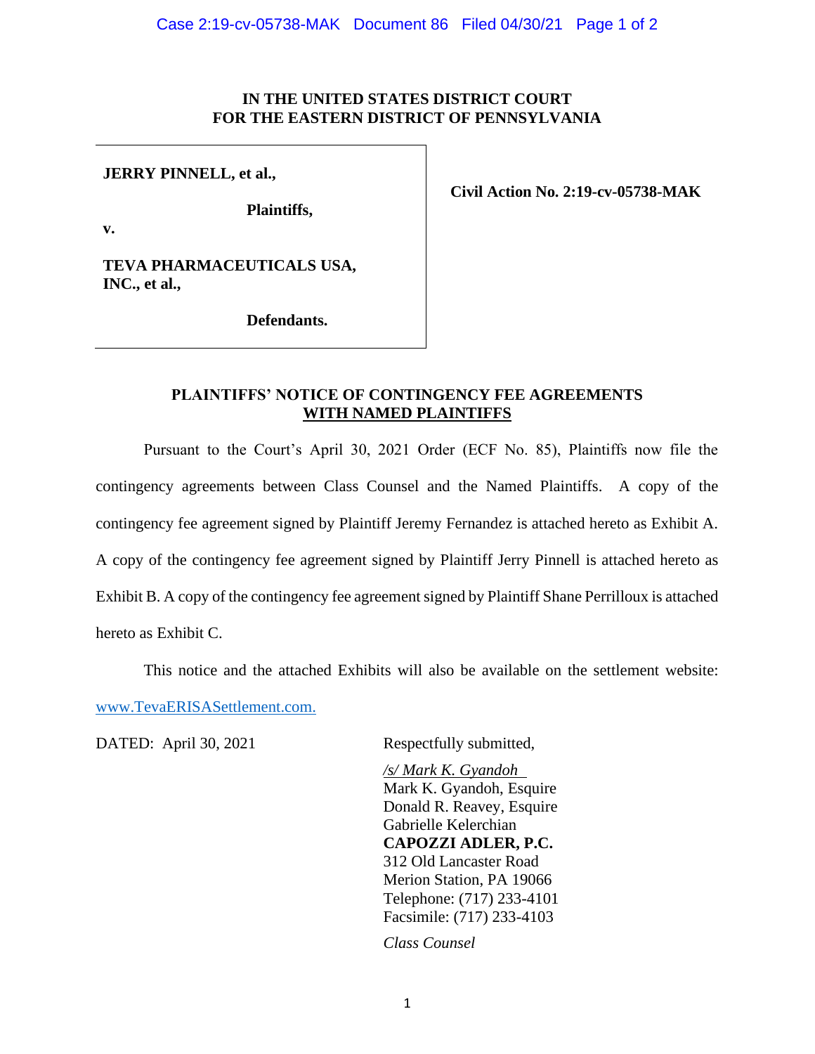**IN THE UNITED STATES DISTRICT COURT**
**FOR THE EASTERN DISTRICT OF PENNSYLVANIA**

| | |
|---|---|
| **JERRY PINNELL, et al.,** <br><br> **Plaintiffs,** <br> **v.** <br><br> **TEVA PHARMACEUTICALS USA, INC., et al.,** <br><br> **Defendants.** | **Civil Action No. 2:19-cv-05738-MAK** |

**PLAINTIFFS' NOTICE OF CONTINGENCY FEE AGREEMENTS WITH NAMED PLAINTIFFS**

Pursuant to the Court's April 30, 2021 Order (ECF No. 85), Plaintiffs now file the contingency agreements between Class Counsel and the Named Plaintiffs. A copy of the contingency fee agreement signed by Plaintiff Jeremy Fernandez is attached hereto as Exhibit A. A copy of the contingency fee agreement signed by Plaintiff Jerry Pinnell is attached hereto as Exhibit B. A copy of the contingency fee agreement signed by Plaintiff Shane Perrilloux is attached hereto as Exhibit C.

This notice and the attached Exhibits will also be available on the settlement website: www.TevaERISASettlement.com.

DATED: April 30, 2021

Respectfully submitted,

*/s/ Mark K. Gyandoh*
Mark K. Gyandoh, Esquire
Donald R. Reavey, Esquire
Gabrielle Kelerchian
**CAPOZZI ADLER, P.C.**
312 Old Lancaster Road
Merion Station, PA 19066
Telephone: (717) 233-4101
Facsimile: (717) 233-4103

*Class Counsel*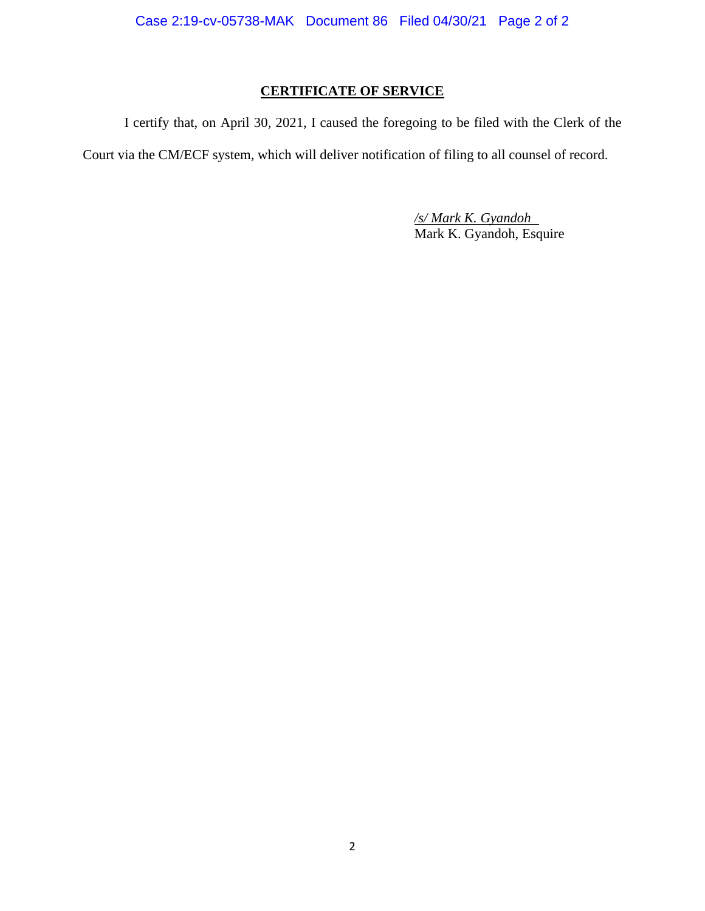**CERTIFICATE OF SERVICE**

I certify that, on April 30, 2021, I caused the foregoing to be filed with the Clerk of the Court via the CM/ECF system, which will deliver notification of filing to all counsel of record.

*/s/ Mark K. Gyandoh*
Mark K. Gyandoh, Esquire